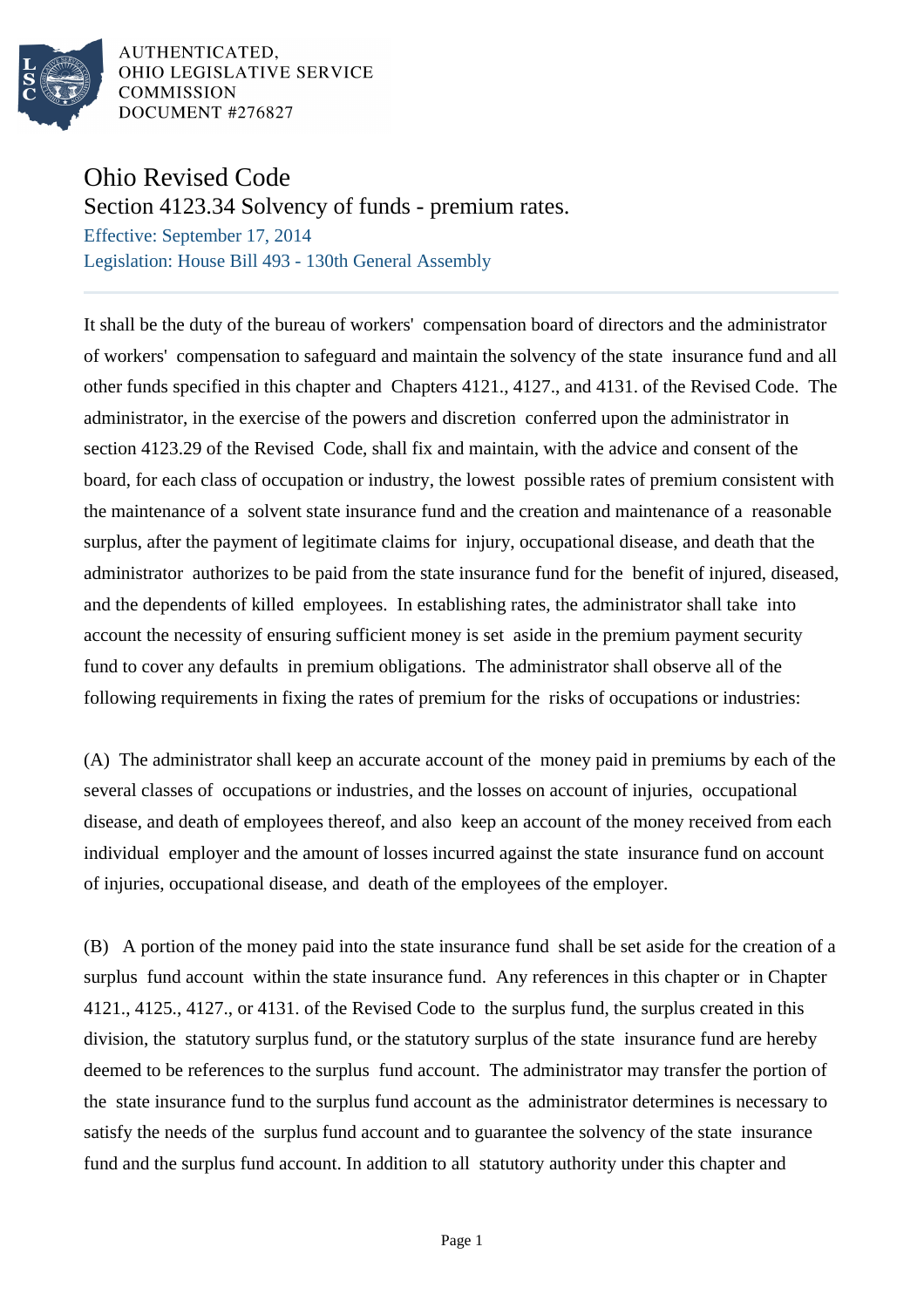AUTHENTICATED,
OHIO LEGISLATIVE SERVICE
COMMISSION
DOCUMENT #276827

# Ohio Revised Code

## Section 4123.34 Solvency of funds - premium rates.

Effective: September 17, 2014

Legislation: House Bill 493 - 130th General Assembly

It shall be the duty of the bureau of workers' compensation board of directors and the administrator of workers' compensation to safeguard and maintain the solvency of the state insurance fund and all other funds specified in this chapter and Chapters 4121., 4127., and 4131. of the Revised Code. The administrator, in the exercise of the powers and discretion conferred upon the administrator in section 4123.29 of the Revised Code, shall fix and maintain, with the advice and consent of the board, for each class of occupation or industry, the lowest possible rates of premium consistent with the maintenance of a solvent state insurance fund and the creation and maintenance of a reasonable surplus, after the payment of legitimate claims for injury, occupational disease, and death that the administrator authorizes to be paid from the state insurance fund for the benefit of injured, diseased, and the dependents of killed employees. In establishing rates, the administrator shall take into account the necessity of ensuring sufficient money is set aside in the premium payment security fund to cover any defaults in premium obligations. The administrator shall observe all of the following requirements in fixing the rates of premium for the risks of occupations or industries:

(A) The administrator shall keep an accurate account of the money paid in premiums by each of the several classes of occupations or industries, and the losses on account of injuries, occupational disease, and death of employees thereof, and also keep an account of the money received from each individual employer and the amount of losses incurred against the state insurance fund on account of injuries, occupational disease, and death of the employees of the employer.

(B) A portion of the money paid into the state insurance fund shall be set aside for the creation of a surplus fund account within the state insurance fund. Any references in this chapter or in Chapter 4121., 4125., 4127., or 4131. of the Revised Code to the surplus fund, the surplus created in this division, the statutory surplus fund, or the statutory surplus of the state insurance fund are hereby deemed to be references to the surplus fund account. The administrator may transfer the portion of the state insurance fund to the surplus fund account as the administrator determines is necessary to satisfy the needs of the surplus fund account and to guarantee the solvency of the state insurance fund and the surplus fund account. In addition to all statutory authority under this chapter and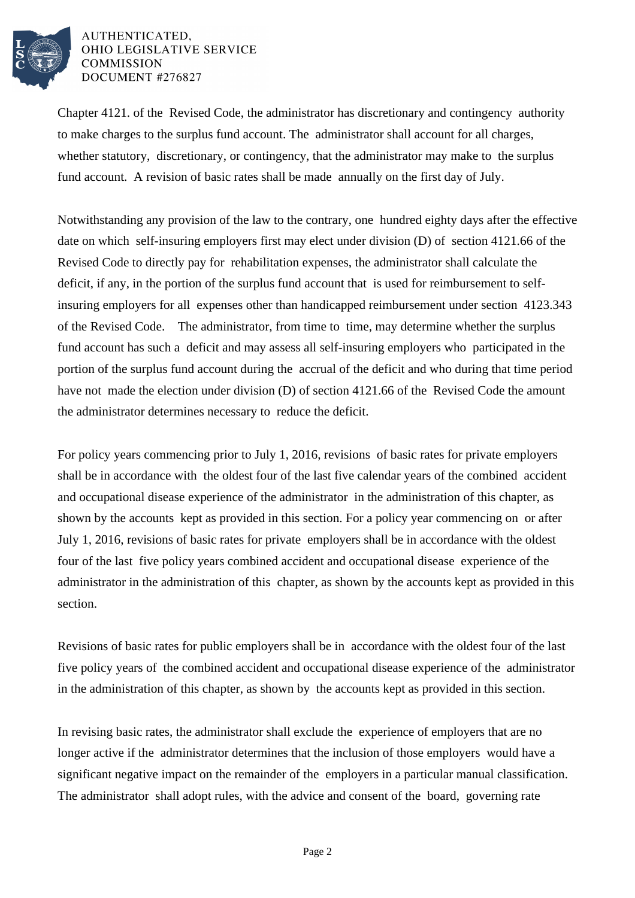Chapter 4121. of the Revised Code, the administrator has discretionary and contingency authority to make charges to the surplus fund account. The administrator shall account for all charges, whether statutory, discretionary, or contingency, that the administrator may make to the surplus fund account. A revision of basic rates shall be made annually on the first day of July.

Notwithstanding any provision of the law to the contrary, one hundred eighty days after the effective date on which self-insuring employers first may elect under division (D) of section 4121.66 of the Revised Code to directly pay for rehabilitation expenses, the administrator shall calculate the deficit, if any, in the portion of the surplus fund account that is used for reimbursement to self-insuring employers for all expenses other than handicapped reimbursement under section 4123.343 of the Revised Code. The administrator, from time to time, may determine whether the surplus fund account has such a deficit and may assess all self-insuring employers who participated in the portion of the surplus fund account during the accrual of the deficit and who during that time period have not made the election under division (D) of section 4121.66 of the Revised Code the amount the administrator determines necessary to reduce the deficit.

For policy years commencing prior to July 1, 2016, revisions of basic rates for private employers shall be in accordance with the oldest four of the last five calendar years of the combined accident and occupational disease experience of the administrator in the administration of this chapter, as shown by the accounts kept as provided in this section. For a policy year commencing on or after July 1, 2016, revisions of basic rates for private employers shall be in accordance with the oldest four of the last five policy years combined accident and occupational disease experience of the administrator in the administration of this chapter, as shown by the accounts kept as provided in this section.

Revisions of basic rates for public employers shall be in accordance with the oldest four of the last five policy years of the combined accident and occupational disease experience of the administrator in the administration of this chapter, as shown by the accounts kept as provided in this section.

In revising basic rates, the administrator shall exclude the experience of employers that are no longer active if the administrator determines that the inclusion of those employers would have a significant negative impact on the remainder of the employers in a particular manual classification. The administrator shall adopt rules, with the advice and consent of the board, governing rate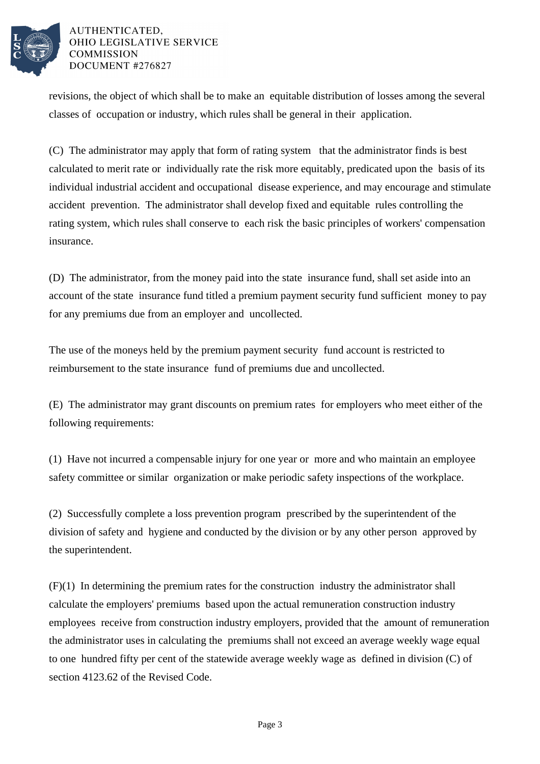revisions, the object of which shall be to make an equitable distribution of losses among the several classes of occupation or industry, which rules shall be general in their application.

(C) The administrator may apply that form of rating system that the administrator finds is best calculated to merit rate or individually rate the risk more equitably, predicated upon the basis of its individual industrial accident and occupational disease experience, and may encourage and stimulate accident prevention. The administrator shall develop fixed and equitable rules controlling the rating system, which rules shall conserve to each risk the basic principles of workers' compensation insurance.

(D) The administrator, from the money paid into the state insurance fund, shall set aside into an account of the state insurance fund titled a premium payment security fund sufficient money to pay for any premiums due from an employer and uncollected.

The use of the moneys held by the premium payment security fund account is restricted to reimbursement to the state insurance fund of premiums due and uncollected.

(E) The administrator may grant discounts on premium rates for employers who meet either of the following requirements:

(1) Have not incurred a compensable injury for one year or more and who maintain an employee safety committee or similar organization or make periodic safety inspections of the workplace.

(2) Successfully complete a loss prevention program prescribed by the superintendent of the division of safety and hygiene and conducted by the division or by any other person approved by the superintendent.

(F)(1) In determining the premium rates for the construction industry the administrator shall calculate the employers' premiums based upon the actual remuneration construction industry employees receive from construction industry employers, provided that the amount of remuneration the administrator uses in calculating the premiums shall not exceed an average weekly wage equal to one hundred fifty per cent of the statewide average weekly wage as defined in division (C) of section 4123.62 of the Revised Code.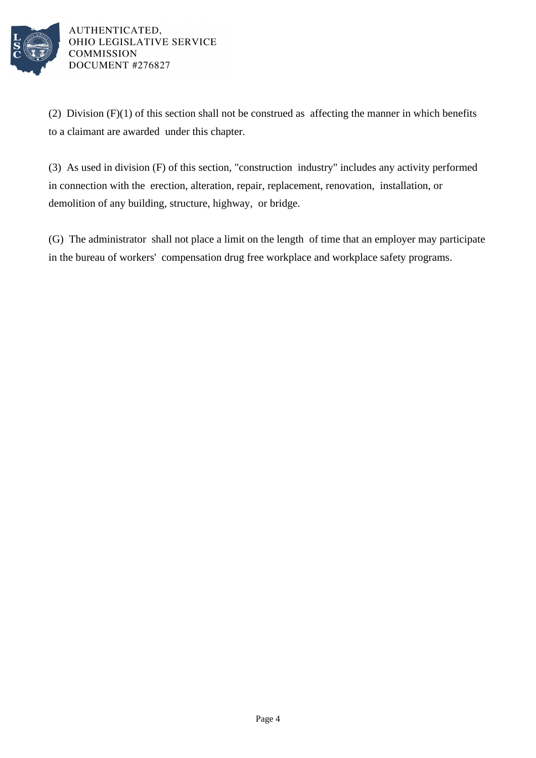(2) Division (F)(1) of this section shall not be construed as affecting the manner in which benefits to a claimant are awarded under this chapter.

(3) As used in division (F) of this section, "construction industry" includes any activity performed in connection with the erection, alteration, repair, replacement, renovation, installation, or demolition of any building, structure, highway, or bridge.

(G) The administrator shall not place a limit on the length of time that an employer may participate in the bureau of workers' compensation drug free workplace and workplace safety programs.